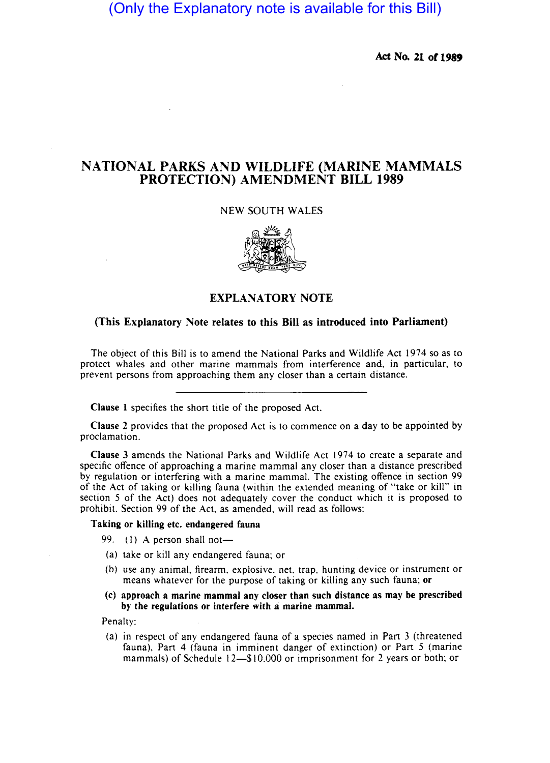(Only the Explanatory note is available for this Bill)

**Act No. 21 of 1989**

# NATIONAL PARKS AND WILDLIFE (MARINE MAMMALS PROTECTION) AMENDMENT BILL 1989

NEW SOUTH WALES

## EXPLANATORY NOTE

**(This Explanatory Note relates to this Bill as introduced into Parliament)**

The object of this Bill is to amend the National Parks and Wildlife Act 1974 so as to protect whales and other marine mammals from interference and, in particular, to prevent persons from approaching them any closer than a certain distance.

---

**Clause 1** specifies the short title of the proposed Act.

**Clause 2** provides that the proposed Act is to commence on a day to be appointed by proclamation.

**Clause 3** amends the National Parks and Wildlife Act 1974 to create a separate and specific offence of approaching a marine mammal any closer than a distance prescribed by regulation or interfering with a marine mammal. The existing offence in section 99 of the Act of taking or killing fauna (within the extended meaning of "take or kill" in section 5 of the Act) does not adequately cover the conduct which it is proposed to prohibit. Section 99 of the Act, as amended, will read as follows:

**Taking or killing etc. endangered fauna**

99. (1) A person shall not—

(a) take or kill any endangered fauna; or

(b) use any animal, firearm, explosive, net, trap, hunting device or instrument or means whatever for the purpose of taking or killing any such fauna; **or**

**(c) approach a marine mammal any closer than such distance as may be prescribed by the regulations or interfere with a marine mammal.**

Penalty:

(a) in respect of any endangered fauna of a species named in Part 3 (threatened fauna), Part 4 (fauna in imminent danger of extinction) or Part 5 (marine mammals) of Schedule 12—$10,000 or imprisonment for 2 years or both; or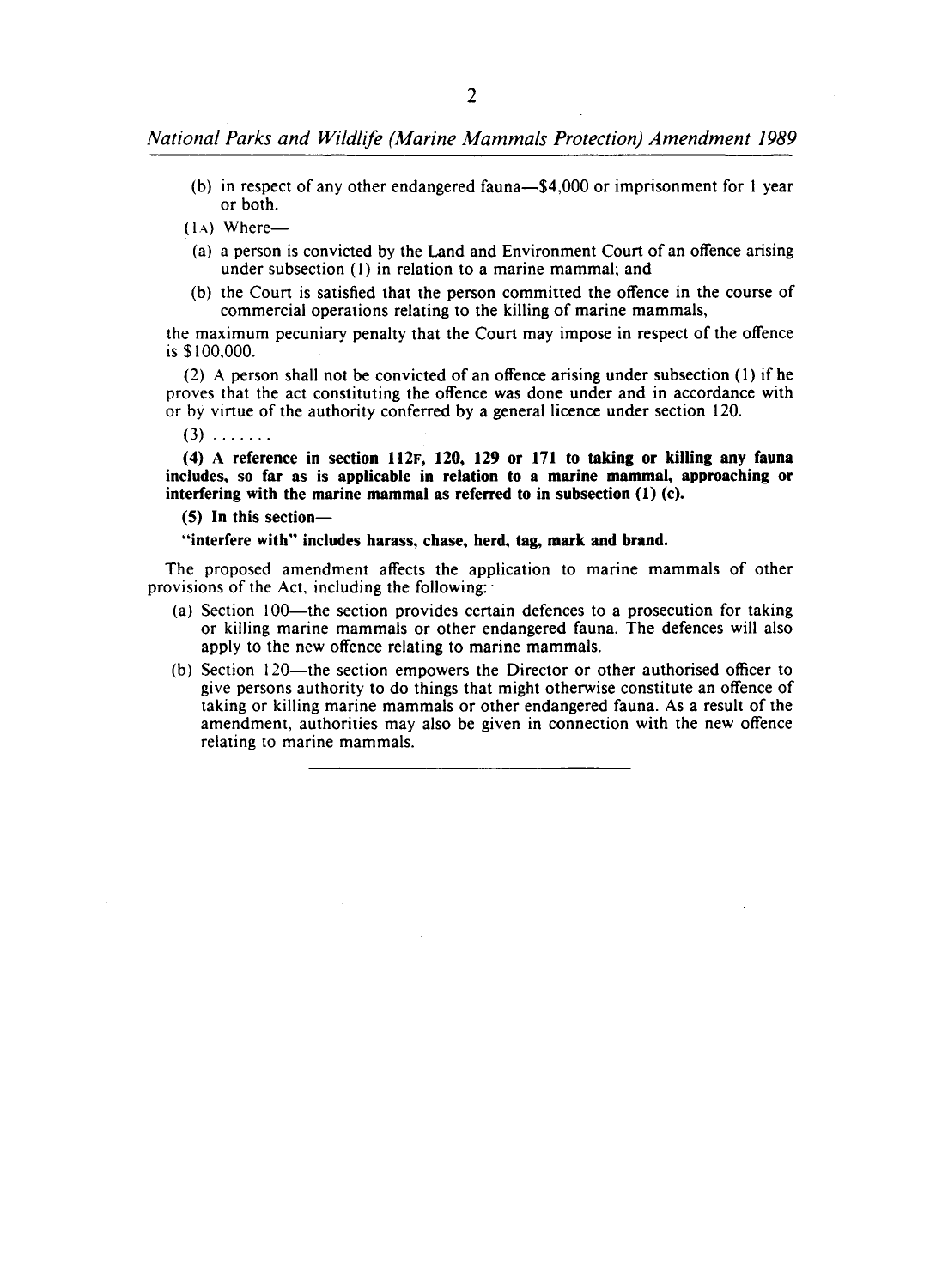(b) in respect of any other endangered fauna—$4,000 or imprisonment for 1 year or both.

(1A) Where—

(a) a person is convicted by the Land and Environment Court of an offence arising under subsection (1) in relation to a marine mammal; and

(b) the Court is satisfied that the person committed the offence in the course of commercial operations relating to the killing of marine mammals,

the maximum pecuniary penalty that the Court may impose in respect of the offence is $100,000.

(2) A person shall not be convicted of an offence arising under subsection (1) if he proves that the act constituting the offence was done under and in accordance with or by virtue of the authority conferred by a general licence under section 120.

(3) . . . . . . .

**(4) A reference in section 112F, 120, 129 or 171 to taking or killing any fauna includes, so far as is applicable in relation to a marine mammal, approaching or interfering with the marine mammal as referred to in subsection (1) (c).**

**(5) In this section—**

**"interfere with" includes harass, chase, herd, tag, mark and brand.**

The proposed amendment affects the application to marine mammals of other provisions of the Act, including the following:

(a) Section 100—the section provides certain defences to a prosecution for taking or killing marine mammals or other endangered fauna. The defences will also apply to the new offence relating to marine mammals.

(b) Section 120—the section empowers the Director or other authorised officer to give persons authority to do things that might otherwise constitute an offence of taking or killing marine mammals or other endangered fauna. As a result of the amendment, authorities may also be given in connection with the new offence relating to marine mammals.